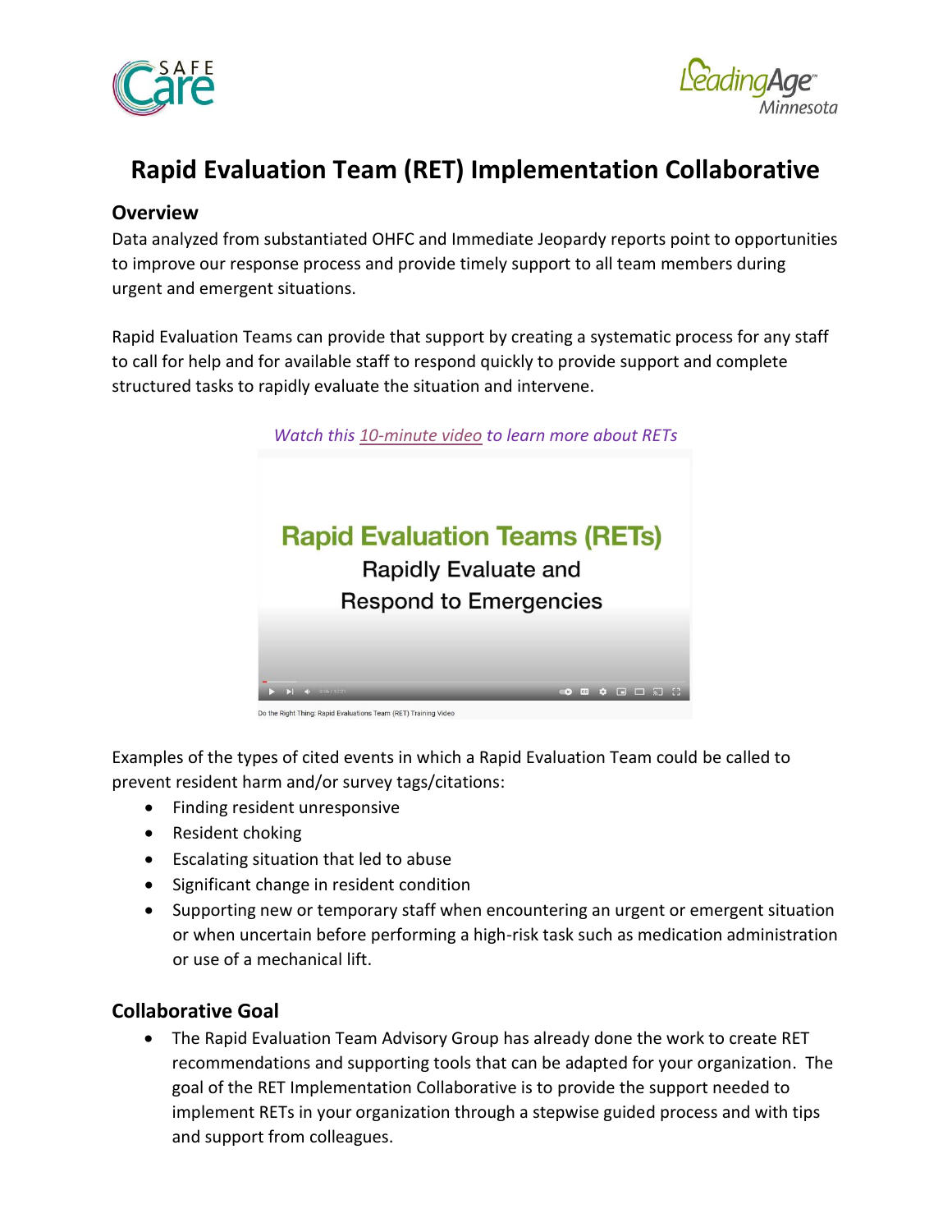# Rapid Evaluation Team (RET) Implementation Collaborative

## Overview

Data analyzed from substantiated OHFC and Immediate Jeopardy reports point to opportunities to improve our response process and provide timely support to all team members during urgent and emergent situations.

Rapid Evaluation Teams can provide that support by creating a systematic process for any staff to call for help and for available staff to respond quickly to provide support and complete structured tasks to rapidly evaluate the situation and intervene.

*Watch this 10-minute video to learn more about RETs*

Examples of the types of cited events in which a Rapid Evaluation Team could be called to prevent resident harm and/or survey tags/citations:

- Finding resident unresponsive
- Resident choking
- Escalating situation that led to abuse
- Significant change in resident condition
- Supporting new or temporary staff when encountering an urgent or emergent situation or when uncertain before performing a high-risk task such as medication administration or use of a mechanical lift.

## Collaborative Goal

- The Rapid Evaluation Team Advisory Group has already done the work to create RET recommendations and supporting tools that can be adapted for your organization. The goal of the RET Implementation Collaborative is to provide the support needed to implement RETs in your organization through a stepwise guided process and with tips and support from colleagues.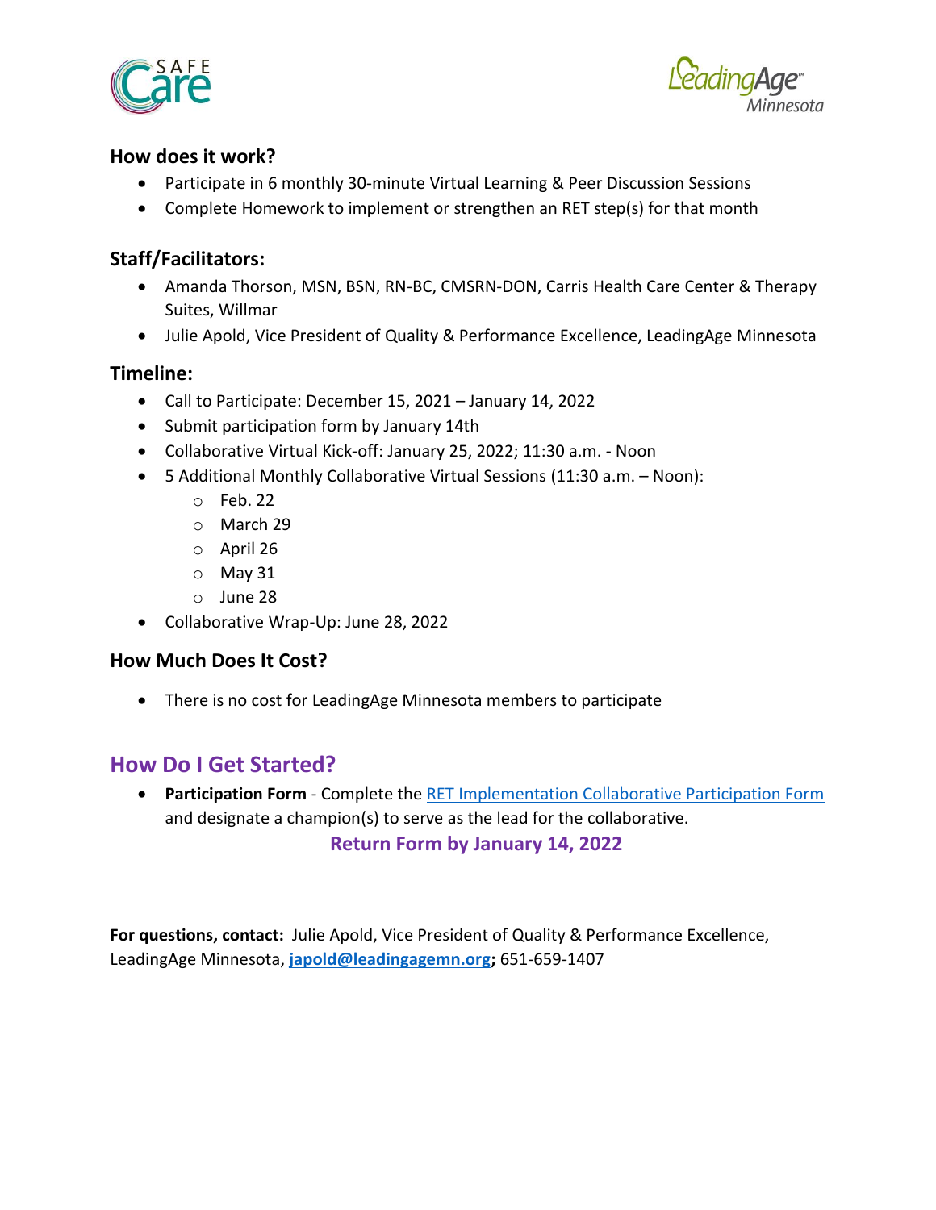### How does it work?

- Participate in 6 monthly 30-minute Virtual Learning & Peer Discussion Sessions
- Complete Homework to implement or strengthen an RET step(s) for that month

### Staff/Facilitators:

- Amanda Thorson, MSN, BSN, RN-BC, CMSRN-DON, Carris Health Care Center & Therapy Suites, Willmar
- Julie Apold, Vice President of Quality & Performance Excellence, LeadingAge Minnesota

### Timeline:

- Call to Participate: December 15, 2021 – January 14, 2022
- Submit participation form by January 14th
- Collaborative Virtual Kick-off: January 25, 2022; 11:30 a.m. - Noon
- 5 Additional Monthly Collaborative Virtual Sessions (11:30 a.m. – Noon):
  - Feb. 22
  - March 29
  - April 26
  - May 31
  - June 28
- Collaborative Wrap-Up: June 28, 2022

### How Much Does It Cost?

- There is no cost for LeadingAge Minnesota members to participate

## How Do I Get Started?

- **Participation Form** - Complete the RET Implementation Collaborative Participation Form and designate a champion(s) to serve as the lead for the collaborative.

**Return Form by January 14, 2022**

**For questions, contact:** Julie Apold, Vice President of Quality & Performance Excellence, LeadingAge Minnesota, **japold@leadingagemn.org;** 651-659-1407